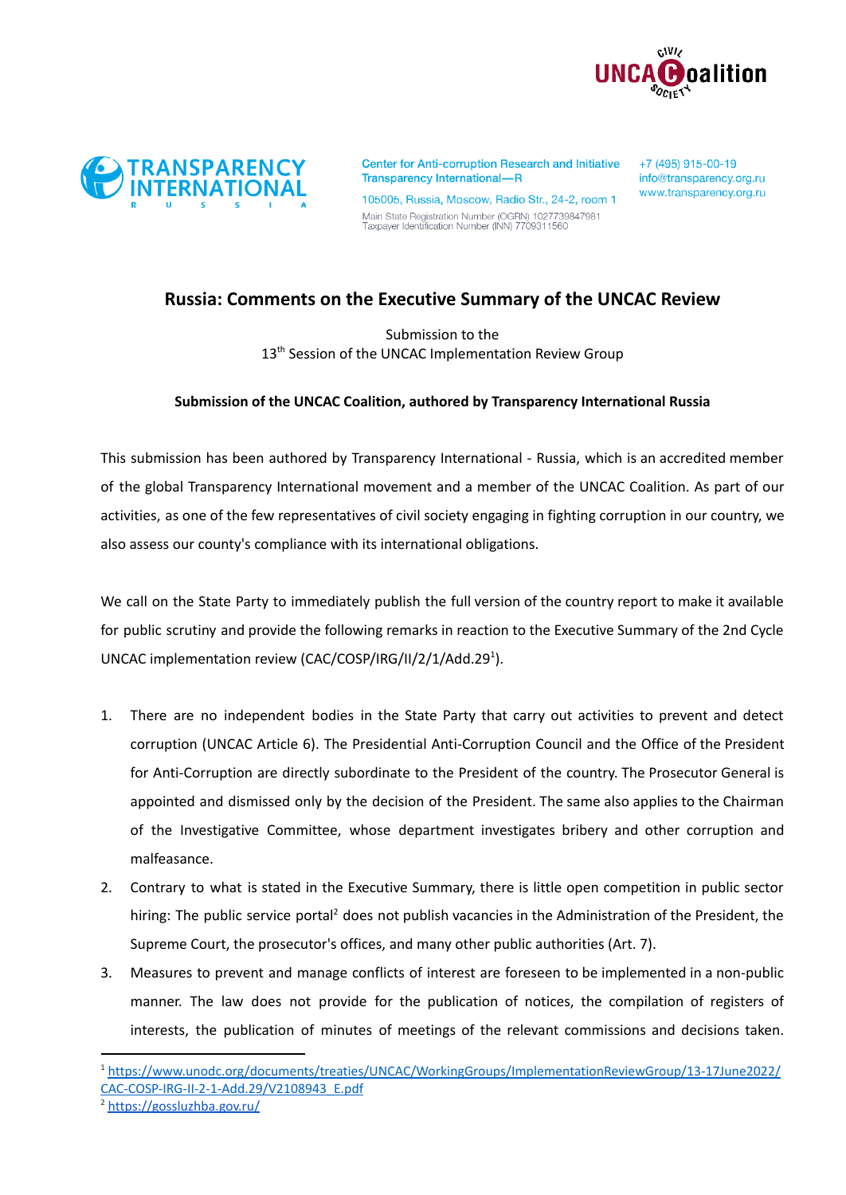Center for Anti-corruption Research and Initiative Transparency International—R

105005, Russia, Moscow, Radio Str., 24-2, room 1

Main State Registration Number (OGRN) 1027739847981
Taxpayer Identification Number (INN) 7709311560

+7 (495) 915-00-19
info@transparency.org.ru
www.transparency.org.ru

# Russia: Comments on the Executive Summary of the UNCAC Review

Submission to the
13th Session of the UNCAC Implementation Review Group

**Submission of the UNCAC Coalition, authored by Transparency International Russia**

This submission has been authored by Transparency International - Russia, which is an accredited member of the global Transparency International movement and a member of the UNCAC Coalition. As part of our activities, as one of the few representatives of civil society engaging in fighting corruption in our country, we also assess our county's compliance with its international obligations.

We call on the State Party to immediately publish the full version of the country report to make it available for public scrutiny and provide the following remarks in reaction to the Executive Summary of the 2nd Cycle UNCAC implementation review (CAC/COSP/IRG/II/2/1/Add.29[1]).

1. There are no independent bodies in the State Party that carry out activities to prevent and detect corruption (UNCAC Article 6). The Presidential Anti-Corruption Council and the Office of the President for Anti-Corruption are directly subordinate to the President of the country. The Prosecutor General is appointed and dismissed only by the decision of the President. The same also applies to the Chairman of the Investigative Committee, whose department investigates bribery and other corruption and malfeasance.
2. Contrary to what is stated in the Executive Summary, there is little open competition in public sector hiring: The public service portal[2] does not publish vacancies in the Administration of the President, the Supreme Court, the prosecutor's offices, and many other public authorities (Art. 7).
3. Measures to prevent and manage conflicts of interest are foreseen to be implemented in a non-public manner. The law does not provide for the publication of notices, the compilation of registers of interests, the publication of minutes of meetings of the relevant commissions and decisions taken.

[1] https://www.unodc.org/documents/treaties/UNCAC/WorkingGroups/ImplementationReviewGroup/13-17June2022/CAC-COSP-IRG-II-2-1-Add.29/V2108943_E.pdf

[2] https://gossluzhba.gov.ru/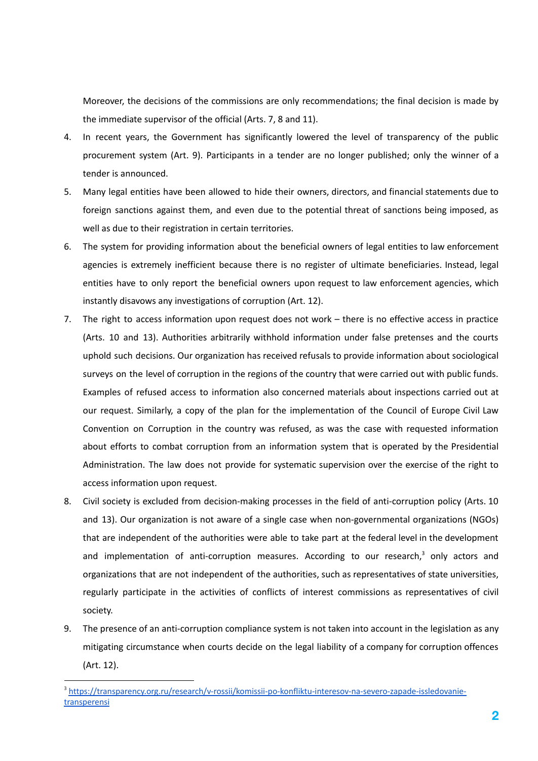Moreover, the decisions of the commissions are only recommendations; the final decision is made by the immediate supervisor of the official (Arts. 7, 8 and 11).

4. In recent years, the Government has significantly lowered the level of transparency of the public procurement system (Art. 9). Participants in a tender are no longer published; only the winner of a tender is announced.
5. Many legal entities have been allowed to hide their owners, directors, and financial statements due to foreign sanctions against them, and even due to the potential threat of sanctions being imposed, as well as due to their registration in certain territories.
6. The system for providing information about the beneficial owners of legal entities to law enforcement agencies is extremely inefficient because there is no register of ultimate beneficiaries. Instead, legal entities have to only report the beneficial owners upon request to law enforcement agencies, which instantly disavows any investigations of corruption (Art. 12).
7. The right to access information upon request does not work – there is no effective access in practice (Arts. 10 and 13). Authorities arbitrarily withhold information under false pretenses and the courts uphold such decisions. Our organization has received refusals to provide information about sociological surveys on the level of corruption in the regions of the country that were carried out with public funds. Examples of refused access to information also concerned materials about inspections carried out at our request. Similarly, a copy of the plan for the implementation of the Council of Europe Civil Law Convention on Corruption in the country was refused, as was the case with requested information about efforts to combat corruption from an information system that is operated by the Presidential Administration. The law does not provide for systematic supervision over the exercise of the right to access information upon request.
8. Civil society is excluded from decision-making processes in the field of anti-corruption policy (Arts. 10 and 13). Our organization is not aware of a single case when non-governmental organizations (NGOs) that are independent of the authorities were able to take part at the federal level in the development and implementation of anti-corruption measures. According to our research,[3] only actors and organizations that are not independent of the authorities, such as representatives of state universities, regularly participate in the activities of conflicts of interest commissions as representatives of civil society.
9. The presence of an anti-corruption compliance system is not taken into account in the legislation as any mitigating circumstance when courts decide on the legal liability of a company for corruption offences (Art. 12).

[3] https://transparency.org.ru/research/v-rossii/komissii-po-konfliktu-interesov-na-severo-zapade-issledovanie-transperensi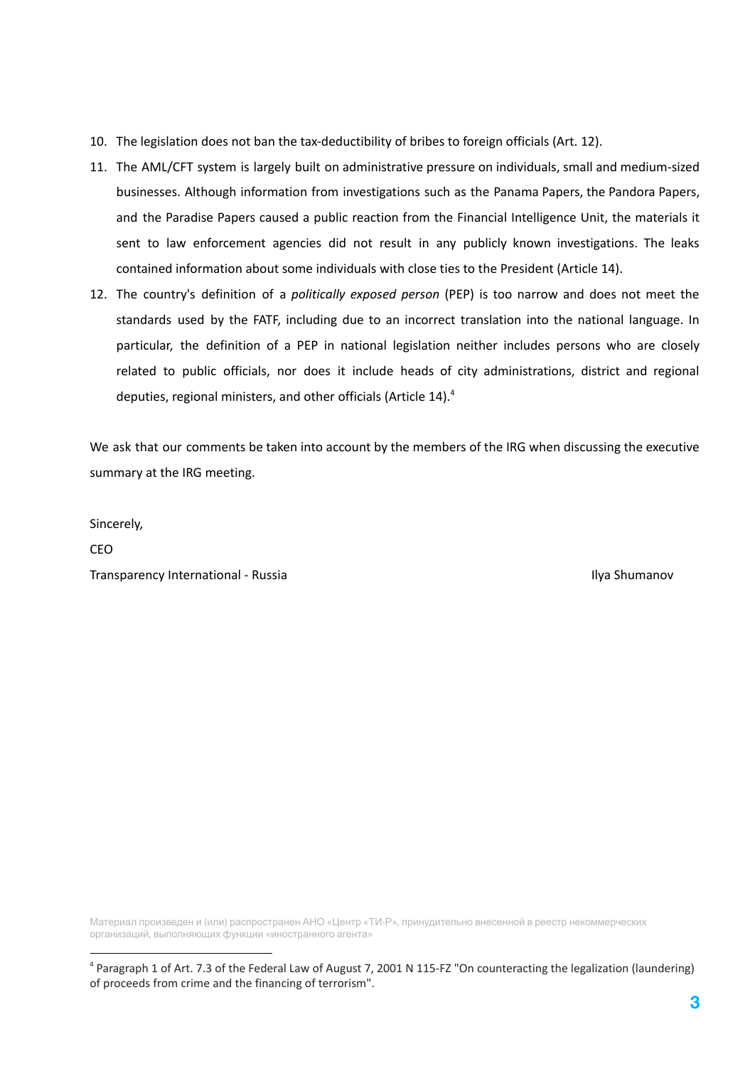10. The legislation does not ban the tax-deductibility of bribes to foreign officials (Art. 12).
11. The AML/CFT system is largely built on administrative pressure on individuals, small and medium-sized businesses. Although information from investigations such as the Panama Papers, the Pandora Papers, and the Paradise Papers caused a public reaction from the Financial Intelligence Unit, the materials it sent to law enforcement agencies did not result in any publicly known investigations. The leaks contained information about some individuals with close ties to the President (Article 14).
12. The country's definition of a *politically exposed person* (PEP) is too narrow and does not meet the standards used by the FATF, including due to an incorrect translation into the national language. In particular, the definition of a PEP in national legislation neither includes persons who are closely related to public officials, nor does it include heads of city administrations, district and regional deputies, regional ministers, and other officials (Article 14).[4]

We ask that our comments be taken into account by the members of the IRG when discussing the executive summary at the IRG meeting.

Sincerely,

CEO

Transparency International - Russia — Ilya Shumanov

Материал произведен и (или) распространен АНО «Центр «ТИ-Р», принудительно внесенной в реестр некоммерческих организаций, выполняющих функции «иностранного агента»

[4] Paragraph 1 of Art. 7.3 of the Federal Law of August 7, 2001 N 115-FZ "On counteracting the legalization (laundering) of proceeds from crime and the financing of terrorism".